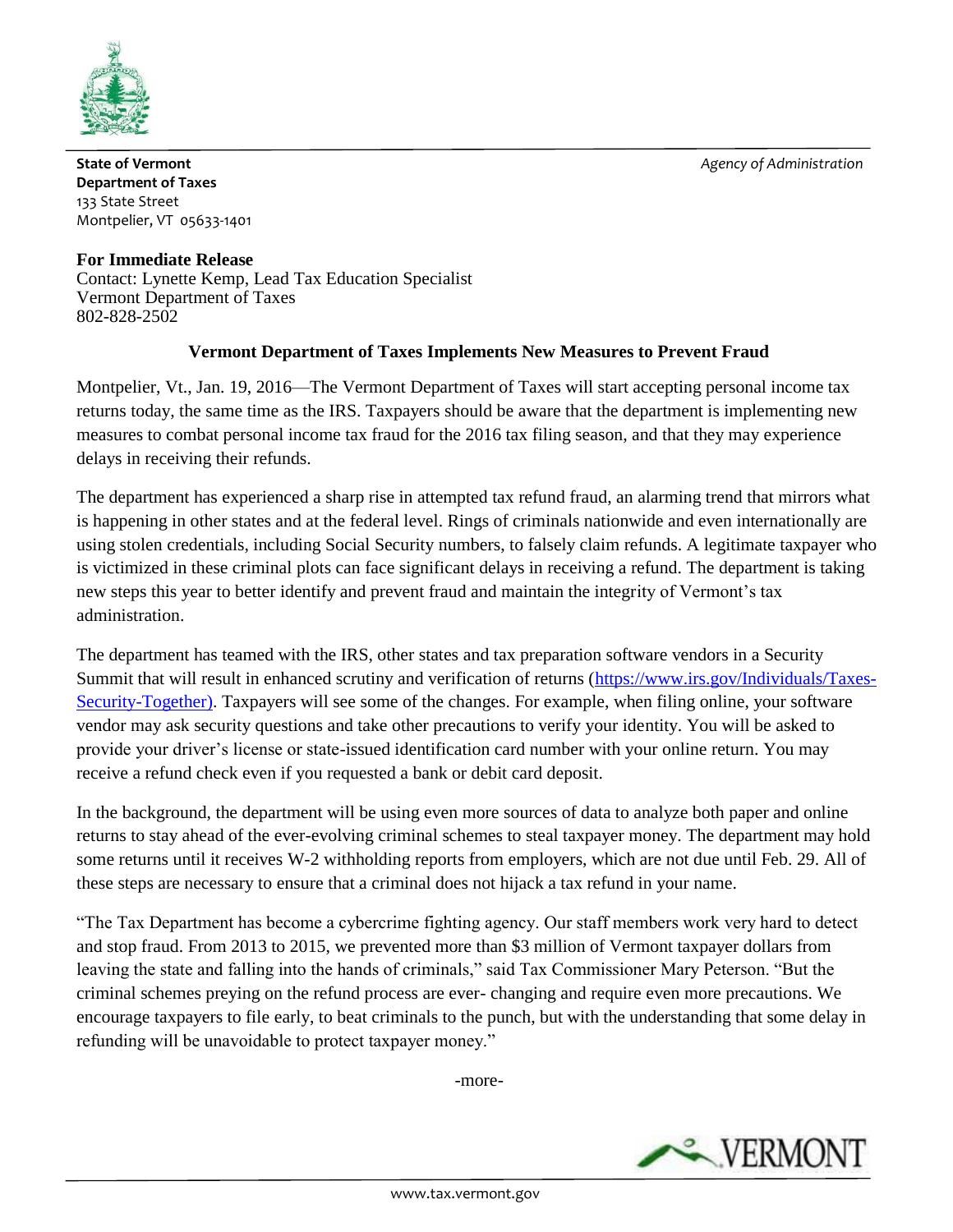**State of Vermont**
**Department of Taxes**
133 State Street
Montpelier, VT 05633-1401

*Agency of Administration*

**For Immediate Release**
Contact: Lynette Kemp, Lead Tax Education Specialist
Vermont Department of Taxes
802-828-2502

## Vermont Department of Taxes Implements New Measures to Prevent Fraud

Montpelier, Vt., Jan. 19, 2016—The Vermont Department of Taxes will start accepting personal income tax returns today, the same time as the IRS. Taxpayers should be aware that the department is implementing new measures to combat personal income tax fraud for the 2016 tax filing season, and that they may experience delays in receiving their refunds.

The department has experienced a sharp rise in attempted tax refund fraud, an alarming trend that mirrors what is happening in other states and at the federal level. Rings of criminals nationwide and even internationally are using stolen credentials, including Social Security numbers, to falsely claim refunds. A legitimate taxpayer who is victimized in these criminal plots can face significant delays in receiving a refund. The department is taking new steps this year to better identify and prevent fraud and maintain the integrity of Vermont's tax administration.

The department has teamed with the IRS, other states and tax preparation software vendors in a Security Summit that will result in enhanced scrutiny and verification of returns (https://www.irs.gov/Individuals/Taxes-Security-Together). Taxpayers will see some of the changes. For example, when filing online, your software vendor may ask security questions and take other precautions to verify your identity. You will be asked to provide your driver's license or state-issued identification card number with your online return. You may receive a refund check even if you requested a bank or debit card deposit.

In the background, the department will be using even more sources of data to analyze both paper and online returns to stay ahead of the ever-evolving criminal schemes to steal taxpayer money. The department may hold some returns until it receives W-2 withholding reports from employers, which are not due until Feb. 29. All of these steps are necessary to ensure that a criminal does not hijack a tax refund in your name.

"The Tax Department has become a cybercrime fighting agency. Our staff members work very hard to detect and stop fraud. From 2013 to 2015, we prevented more than $3 million of Vermont taxpayer dollars from leaving the state and falling into the hands of criminals," said Tax Commissioner Mary Peterson. "But the criminal schemes preying on the refund process are ever- changing and require even more precautions. We encourage taxpayers to file early, to beat criminals to the punch, but with the understanding that some delay in refunding will be unavoidable to protect taxpayer money."

-more-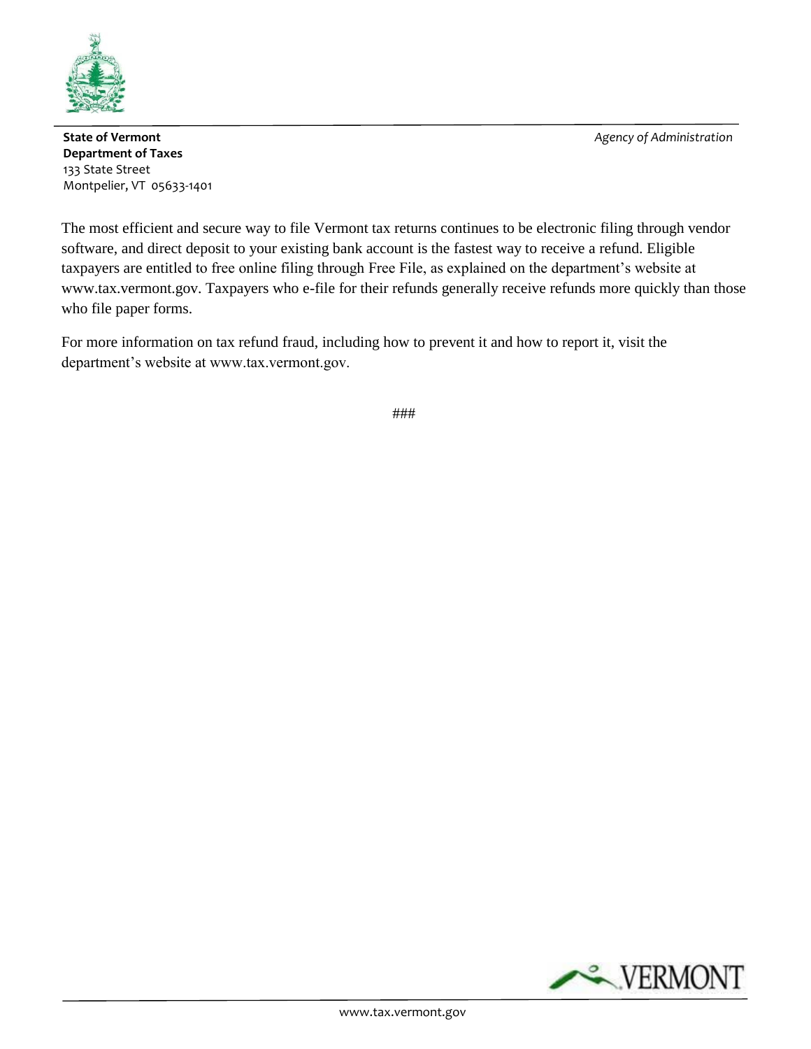**State of Vermont**
**Department of Taxes**
133 State Street
Montpelier, VT 05633-1401

*Agency of Administration*

The most efficient and secure way to file Vermont tax returns continues to be electronic filing through vendor software, and direct deposit to your existing bank account is the fastest way to receive a refund. Eligible taxpayers are entitled to free online filing through Free File, as explained on the department's website at www.tax.vermont.gov. Taxpayers who e-file for their refunds generally receive refunds more quickly than those who file paper forms.

For more information on tax refund fraud, including how to prevent it and how to report it, visit the department's website at www.tax.vermont.gov.

###